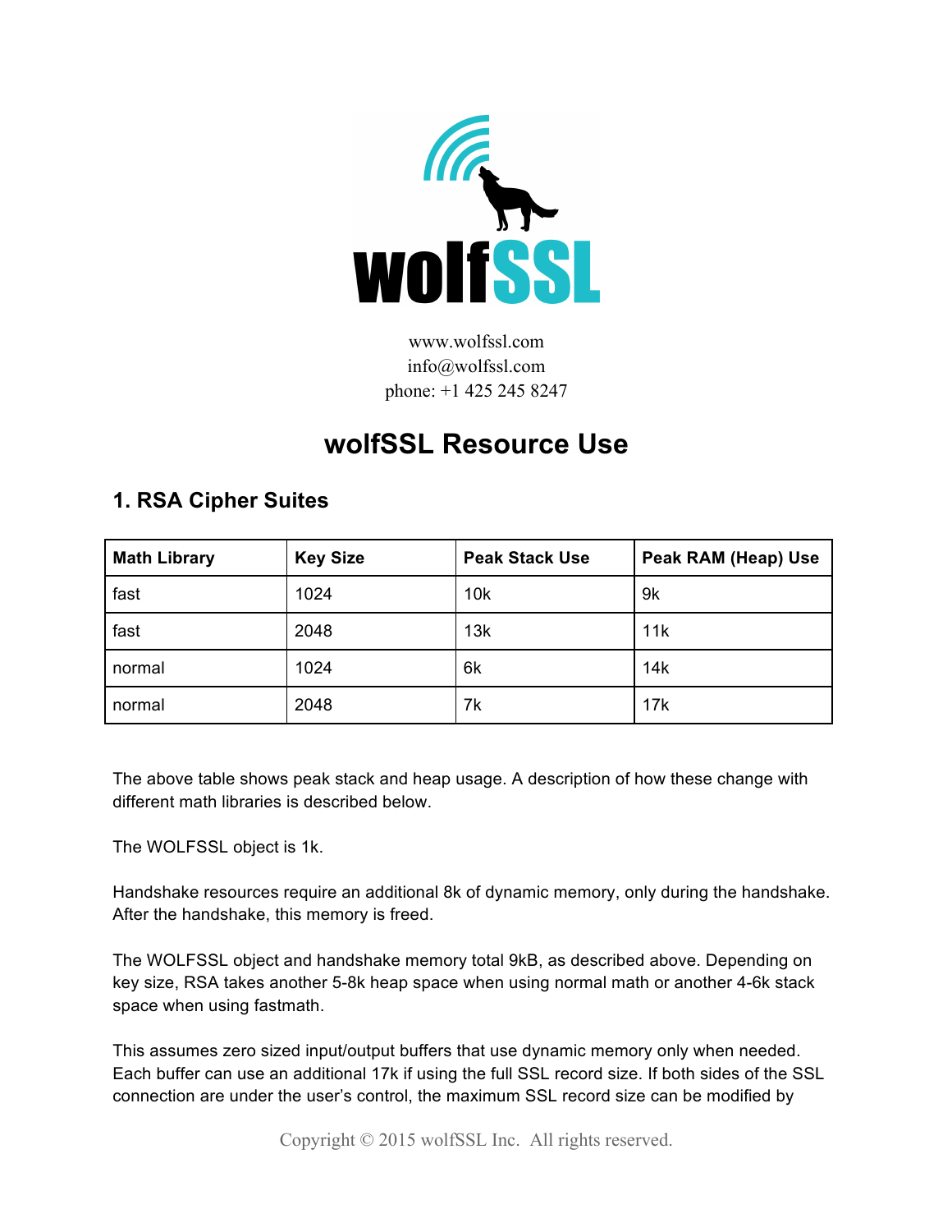www.wolfssl.com
info@wolfssl.com
phone: +1 425 245 8247

# wolfSSL Resource Use

## 1. RSA Cipher Suites

| Math Library | Key Size | Peak Stack Use | Peak RAM (Heap) Use |
| --- | --- | --- | --- |
| fast | 1024 | 10k | 9k |
| fast | 2048 | 13k | 11k |
| normal | 1024 | 6k | 14k |
| normal | 2048 | 7k | 17k |

The above table shows peak stack and heap usage. A description of how these change with different math libraries is described below.

The WOLFSSL object is 1k.

Handshake resources require an additional 8k of dynamic memory, only during the handshake. After the handshake, this memory is freed.

The WOLFSSL object and handshake memory total 9kB, as described above. Depending on key size, RSA takes another 5-8k heap space when using normal math or another 4-6k stack space when using fastmath.

This assumes zero sized input/output buffers that use dynamic memory only when needed. Each buffer can use an additional 17k if using the full SSL record size. If both sides of the SSL connection are under the user's control, the maximum SSL record size can be modified by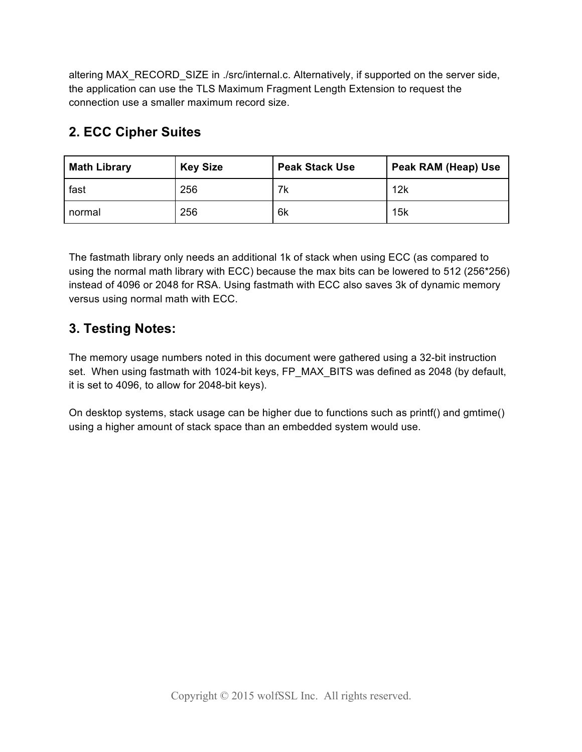altering MAX_RECORD_SIZE in ./src/internal.c. Alternatively, if supported on the server side, the application can use the TLS Maximum Fragment Length Extension to request the connection use a smaller maximum record size.

## 2. ECC Cipher Suites

| Math Library | Key Size | Peak Stack Use | Peak RAM (Heap) Use |
|---|---|---|---|
| fast | 256 | 7k | 12k |
| normal | 256 | 6k | 15k |

The fastmath library only needs an additional 1k of stack when using ECC (as compared to using the normal math library with ECC) because the max bits can be lowered to 512 (256*256) instead of 4096 or 2048 for RSA. Using fastmath with ECC also saves 3k of dynamic memory versus using normal math with ECC.

## 3. Testing Notes:

The memory usage numbers noted in this document were gathered using a 32-bit instruction set. When using fastmath with 1024-bit keys, FP_MAX_BITS was defined as 2048 (by default, it is set to 4096, to allow for 2048-bit keys).

On desktop systems, stack usage can be higher due to functions such as printf() and gmtime() using a higher amount of stack space than an embedded system would use.